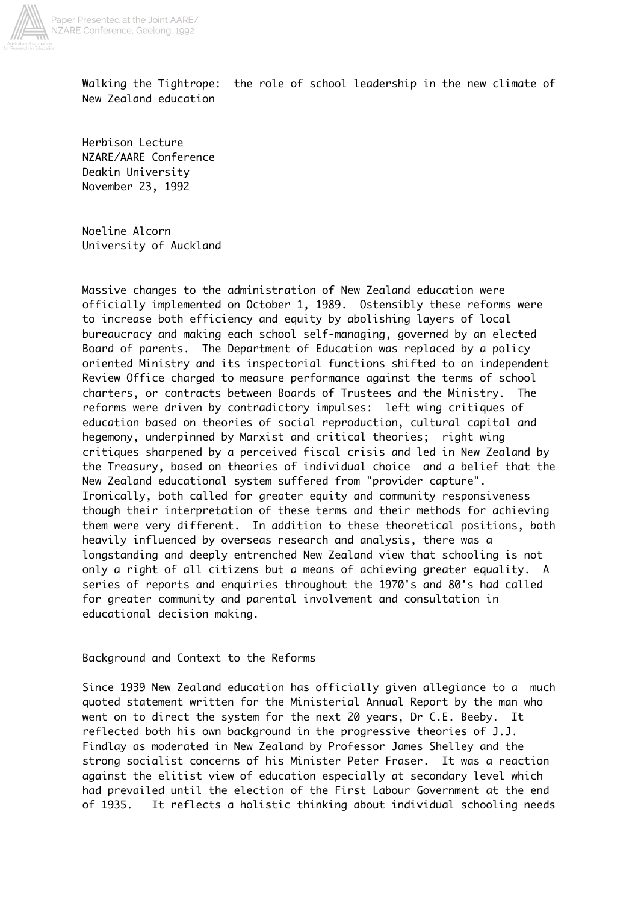# Walking the Tightrope: the role of school leadership in the new climate of New Zealand education

Herbison Lecture
NZARE/AARE Conference
Deakin University
November 23, 1992

Noeline Alcorn
University of Auckland

Massive changes to the administration of New Zealand education were officially implemented on October 1, 1989. Ostensibly these reforms were to increase both efficiency and equity by abolishing layers of local bureaucracy and making each school self-managing, governed by an elected Board of parents. The Department of Education was replaced by a policy oriented Ministry and its inspectorial functions shifted to an independent Review Office charged to measure performance against the terms of school charters, or contracts between Boards of Trustees and the Ministry. The reforms were driven by contradictory impulses: left wing critiques of education based on theories of social reproduction, cultural capital and hegemony, underpinned by Marxist and critical theories; right wing critiques sharpened by a perceived fiscal crisis and led in New Zealand by the Treasury, based on theories of individual choice and a belief that the New Zealand educational system suffered from "provider capture". Ironically, both called for greater equity and community responsiveness though their interpretation of these terms and their methods for achieving them were very different. In addition to these theoretical positions, both heavily influenced by overseas research and analysis, there was a longstanding and deeply entrenched New Zealand view that schooling is not only a right of all citizens but a means of achieving greater equality. A series of reports and enquiries throughout the 1970's and 80's had called for greater community and parental involvement and consultation in educational decision making.

## Background and Context to the Reforms

Since 1939 New Zealand education has officially given allegiance to a much quoted statement written for the Ministerial Annual Report by the man who went on to direct the system for the next 20 years, Dr C.E. Beeby. It reflected both his own background in the progressive theories of J.J. Findlay as moderated in New Zealand by Professor James Shelley and the strong socialist concerns of his Minister Peter Fraser. It was a reaction against the elitist view of education especially at secondary level which had prevailed until the election of the First Labour Government at the end of 1935. It reflects a holistic thinking about individual schooling needs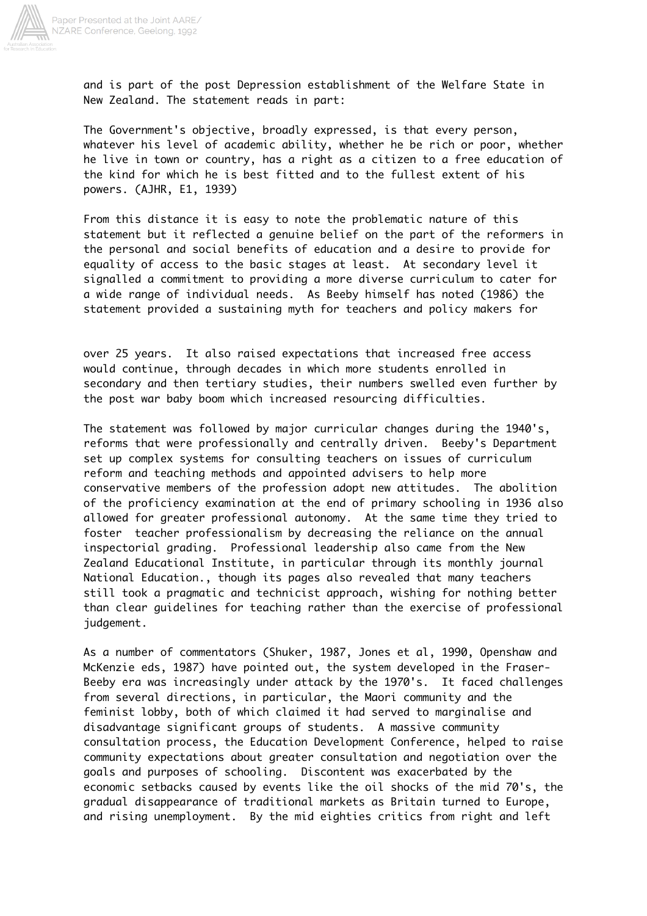and is part of the post Depression establishment of the Welfare State in New Zealand. The statement reads in part:

The Government's objective, broadly expressed, is that every person, whatever his level of academic ability, whether he be rich or poor, whether he live in town or country, has a right as a citizen to a free education of the kind for which he is best fitted and to the fullest extent of his powers. (AJHR, E1, 1939)

From this distance it is easy to note the problematic nature of this statement but it reflected a genuine belief on the part of the reformers in the personal and social benefits of education and a desire to provide for equality of access to the basic stages at least. At secondary level it signalled a commitment to providing a more diverse curriculum to cater for a wide range of individual needs. As Beeby himself has noted (1986) the statement provided a sustaining myth for teachers and policy makers for over 25 years. It also raised expectations that increased free access would continue, through decades in which more students enrolled in secondary and then tertiary studies, their numbers swelled even further by the post war baby boom which increased resourcing difficulties.

The statement was followed by major curricular changes during the 1940's, reforms that were professionally and centrally driven. Beeby's Department set up complex systems for consulting teachers on issues of curriculum reform and teaching methods and appointed advisers to help more conservative members of the profession adopt new attitudes. The abolition of the proficiency examination at the end of primary schooling in 1936 also allowed for greater professional autonomy. At the same time they tried to foster teacher professionalism by decreasing the reliance on the annual inspectorial grading. Professional leadership also came from the New Zealand Educational Institute, in particular through its monthly journal National Education., though its pages also revealed that many teachers still took a pragmatic and technicist approach, wishing for nothing better than clear guidelines for teaching rather than the exercise of professional judgement.

As a number of commentators (Shuker, 1987, Jones et al, 1990, Openshaw and McKenzie eds, 1987) have pointed out, the system developed in the Fraser-Beeby era was increasingly under attack by the 1970's. It faced challenges from several directions, in particular, the Maori community and the feminist lobby, both of which claimed it had served to marginalise and disadvantage significant groups of students. A massive community consultation process, the Education Development Conference, helped to raise community expectations about greater consultation and negotiation over the goals and purposes of schooling. Discontent was exacerbated by the economic setbacks caused by events like the oil shocks of the mid 70's, the gradual disappearance of traditional markets as Britain turned to Europe, and rising unemployment. By the mid eighties critics from right and left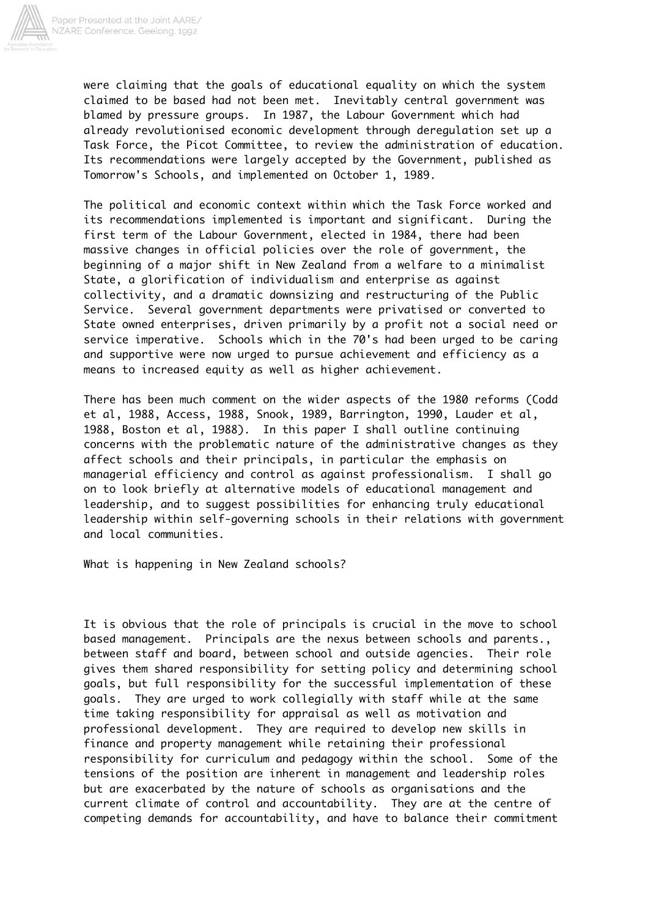were claiming that the goals of educational equality on which the system claimed to be based had not been met. Inevitably central government was blamed by pressure groups. In 1987, the Labour Government which had already revolutionised economic development through deregulation set up a Task Force, the Picot Committee, to review the administration of education. Its recommendations were largely accepted by the Government, published as Tomorrow's Schools, and implemented on October 1, 1989.

The political and economic context within which the Task Force worked and its recommendations implemented is important and significant. During the first term of the Labour Government, elected in 1984, there had been massive changes in official policies over the role of government, the beginning of a major shift in New Zealand from a welfare to a minimalist State, a glorification of individualism and enterprise as against collectivity, and a dramatic downsizing and restructuring of the Public Service. Several government departments were privatised or converted to State owned enterprises, driven primarily by a profit not a social need or service imperative. Schools which in the 70's had been urged to be caring and supportive were now urged to pursue achievement and efficiency as a means to increased equity as well as higher achievement.

There has been much comment on the wider aspects of the 1980 reforms (Codd et al, 1988, Access, 1988, Snook, 1989, Barrington, 1990, Lauder et al, 1988, Boston et al, 1988). In this paper I shall outline continuing concerns with the problematic nature of the administrative changes as they affect schools and their principals, in particular the emphasis on managerial efficiency and control as against professionalism. I shall go on to look briefly at alternative models of educational management and leadership, and to suggest possibilities for enhancing truly educational leadership within self-governing schools in their relations with government and local communities.

## What is happening in New Zealand schools?

It is obvious that the role of principals is crucial in the move to school based management. Principals are the nexus between schools and parents., between staff and board, between school and outside agencies. Their role gives them shared responsibility for setting policy and determining school goals, but full responsibility for the successful implementation of these goals. They are urged to work collegially with staff while at the same time taking responsibility for appraisal as well as motivation and professional development. They are required to develop new skills in finance and property management while retaining their professional responsibility for curriculum and pedagogy within the school. Some of the tensions of the position are inherent in management and leadership roles but are exacerbated by the nature of schools as organisations and the current climate of control and accountability. They are at the centre of competing demands for accountability, and have to balance their commitment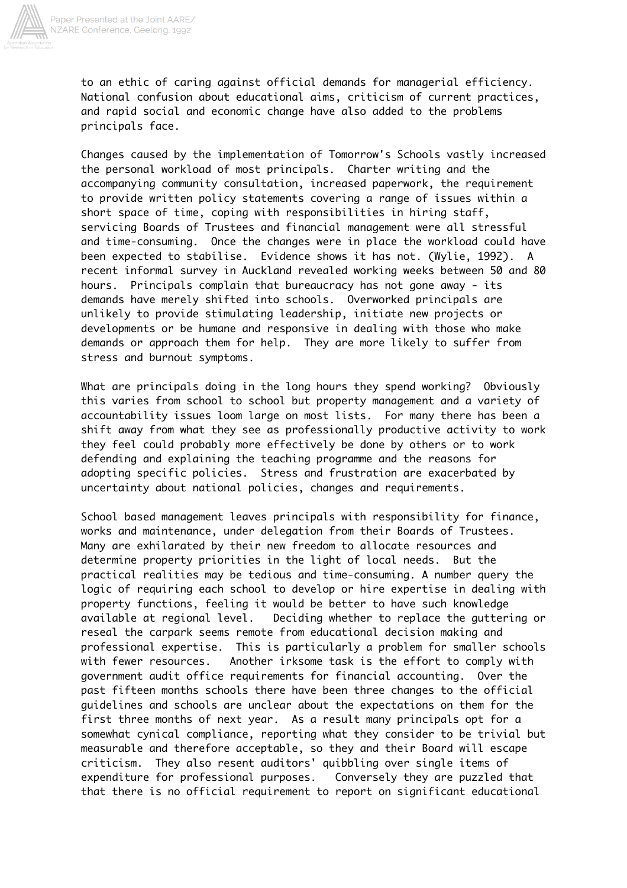to an ethic of caring against official demands for managerial efficiency. National confusion about educational aims, criticism of current practices, and rapid social and economic change have also added to the problems principals face.

Changes caused by the implementation of Tomorrow's Schools vastly increased the personal workload of most principals. Charter writing and the accompanying community consultation, increased paperwork, the requirement to provide written policy statements covering a range of issues within a short space of time, coping with responsibilities in hiring staff, servicing Boards of Trustees and financial management were all stressful and time-consuming. Once the changes were in place the workload could have been expected to stabilise. Evidence shows it has not. (Wylie, 1992). A recent informal survey in Auckland revealed working weeks between 50 and 80 hours. Principals complain that bureaucracy has not gone away - its demands have merely shifted into schools. Overworked principals are unlikely to provide stimulating leadership, initiate new projects or developments or be humane and responsive in dealing with those who make demands or approach them for help. They are more likely to suffer from stress and burnout symptoms.

What are principals doing in the long hours they spend working? Obviously this varies from school to school but property management and a variety of accountability issues loom large on most lists. For many there has been a shift away from what they see as professionally productive activity to work they feel could probably more effectively be done by others or to work defending and explaining the teaching programme and the reasons for adopting specific policies. Stress and frustration are exacerbated by uncertainty about national policies, changes and requirements.

School based management leaves principals with responsibility for finance, works and maintenance, under delegation from their Boards of Trustees. Many are exhilarated by their new freedom to allocate resources and determine property priorities in the light of local needs. But the practical realities may be tedious and time-consuming. A number query the logic of requiring each school to develop or hire expertise in dealing with property functions, feeling it would be better to have such knowledge available at regional level. Deciding whether to replace the guttering or reseal the carpark seems remote from educational decision making and professional expertise. This is particularly a problem for smaller schools with fewer resources. Another irksome task is the effort to comply with government audit office requirements for financial accounting. Over the past fifteen months schools there have been three changes to the official guidelines and schools are unclear about the expectations on them for the first three months of next year. As a result many principals opt for a somewhat cynical compliance, reporting what they consider to be trivial but measurable and therefore acceptable, so they and their Board will escape criticism. They also resent auditors' quibbling over single items of expenditure for professional purposes. Conversely they are puzzled that that there is no official requirement to report on significant educational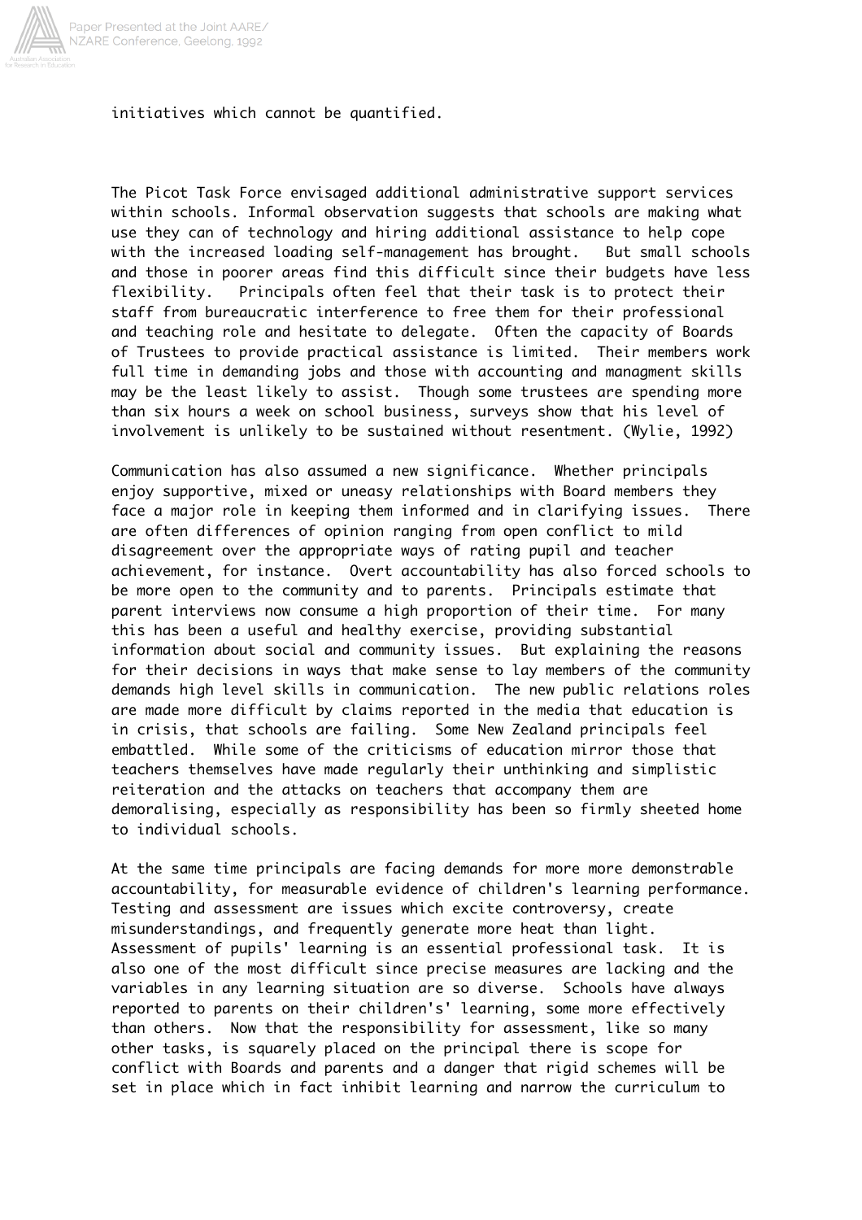initiatives which cannot be quantified.

The Picot Task Force envisaged additional administrative support services within schools. Informal observation suggests that schools are making what use they can of technology and hiring additional assistance to help cope with the increased loading self-management has brought. But small schools and those in poorer areas find this difficult since their budgets have less flexibility. Principals often feel that their task is to protect their staff from bureaucratic interference to free them for their professional and teaching role and hesitate to delegate. Often the capacity of Boards of Trustees to provide practical assistance is limited. Their members work full time in demanding jobs and those with accounting and managment skills may be the least likely to assist. Though some trustees are spending more than six hours a week on school business, surveys show that his level of involvement is unlikely to be sustained without resentment. (Wylie, 1992)

Communication has also assumed a new significance. Whether principals enjoy supportive, mixed or uneasy relationships with Board members they face a major role in keeping them informed and in clarifying issues. There are often differences of opinion ranging from open conflict to mild disagreement over the appropriate ways of rating pupil and teacher achievement, for instance. Overt accountability has also forced schools to be more open to the community and to parents. Principals estimate that parent interviews now consume a high proportion of their time. For many this has been a useful and healthy exercise, providing substantial information about social and community issues. But explaining the reasons for their decisions in ways that make sense to lay members of the community demands high level skills in communication. The new public relations roles are made more difficult by claims reported in the media that education is in crisis, that schools are failing. Some New Zealand principals feel embattled. While some of the criticisms of education mirror those that teachers themselves have made regularly their unthinking and simplistic reiteration and the attacks on teachers that accompany them are demoralising, especially as responsibility has been so firmly sheeted home to individual schools.

At the same time principals are facing demands for more more demonstrable accountability, for measurable evidence of children's learning performance. Testing and assessment are issues which excite controversy, create misunderstandings, and frequently generate more heat than light. Assessment of pupils' learning is an essential professional task. It is also one of the most difficult since precise measures are lacking and the variables in any learning situation are so diverse. Schools have always reported to parents on their children's' learning, some more effectively than others. Now that the responsibility for assessment, like so many other tasks, is squarely placed on the principal there is scope for conflict with Boards and parents and a danger that rigid schemes will be set in place which in fact inhibit learning and narrow the curriculum to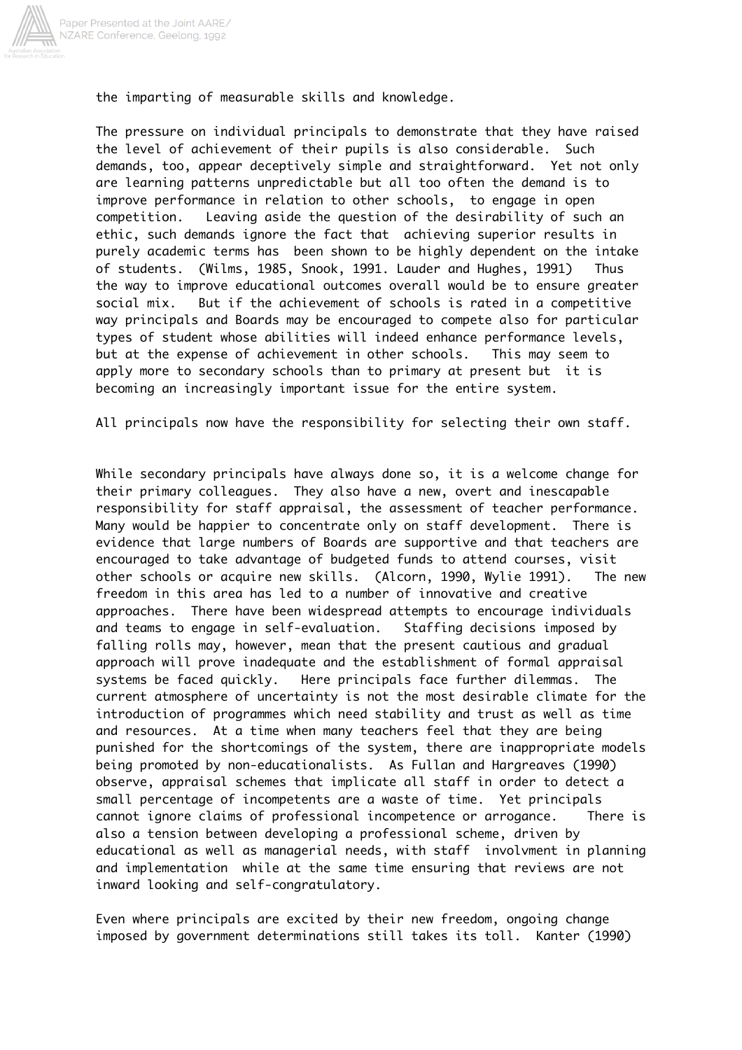the imparting of measurable skills and knowledge.

The pressure on individual principals to demonstrate that they have raised the level of achievement of their pupils is also considerable. Such demands, too, appear deceptively simple and straightforward. Yet not only are learning patterns unpredictable but all too often the demand is to improve performance in relation to other schools, to engage in open competition. Leaving aside the question of the desirability of such an ethic, such demands ignore the fact that achieving superior results in purely academic terms has been shown to be highly dependent on the intake of students. (Wilms, 1985, Snook, 1991. Lauder and Hughes, 1991) Thus the way to improve educational outcomes overall would be to ensure greater social mix. But if the achievement of schools is rated in a competitive way principals and Boards may be encouraged to compete also for particular types of student whose abilities will indeed enhance performance levels, but at the expense of achievement in other schools. This may seem to apply more to secondary schools than to primary at present but it is becoming an increasingly important issue for the entire system.

All principals now have the responsibility for selecting their own staff.

While secondary principals have always done so, it is a welcome change for their primary colleagues. They also have a new, overt and inescapable responsibility for staff appraisal, the assessment of teacher performance. Many would be happier to concentrate only on staff development. There is evidence that large numbers of Boards are supportive and that teachers are encouraged to take advantage of budgeted funds to attend courses, visit other schools or acquire new skills. (Alcorn, 1990, Wylie 1991). The new freedom in this area has led to a number of innovative and creative approaches. There have been widespread attempts to encourage individuals and teams to engage in self-evaluation. Staffing decisions imposed by falling rolls may, however, mean that the present cautious and gradual approach will prove inadequate and the establishment of formal appraisal systems be faced quickly. Here principals face further dilemmas. The current atmosphere of uncertainty is not the most desirable climate for the introduction of programmes which need stability and trust as well as time and resources. At a time when many teachers feel that they are being punished for the shortcomings of the system, there are inappropriate models being promoted by non-educationalists. As Fullan and Hargreaves (1990) observe, appraisal schemes that implicate all staff in order to detect a small percentage of incompetents are a waste of time. Yet principals cannot ignore claims of professional incompetence or arrogance. There is also a tension between developing a professional scheme, driven by educational as well as managerial needs, with staff involvment in planning and implementation while at the same time ensuring that reviews are not inward looking and self-congratulatory.

Even where principals are excited by their new freedom, ongoing change imposed by government determinations still takes its toll. Kanter (1990)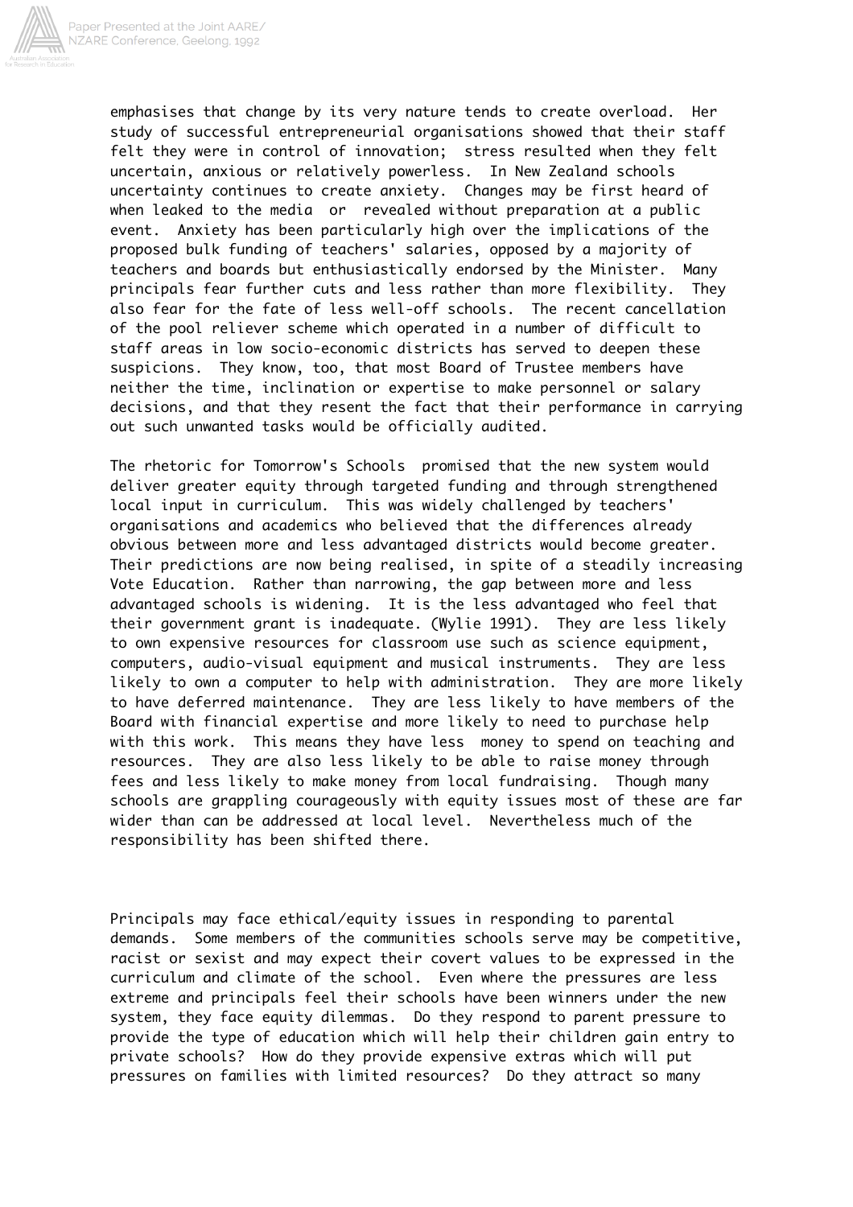emphasises that change by its very nature tends to create overload. Her study of successful entrepreneurial organisations showed that their staff felt they were in control of innovation; stress resulted when they felt uncertain, anxious or relatively powerless. In New Zealand schools uncertainty continues to create anxiety. Changes may be first heard of when leaked to the media or revealed without preparation at a public event. Anxiety has been particularly high over the implications of the proposed bulk funding of teachers' salaries, opposed by a majority of teachers and boards but enthusiastically endorsed by the Minister. Many principals fear further cuts and less rather than more flexibility. They also fear for the fate of less well-off schools. The recent cancellation of the pool reliever scheme which operated in a number of difficult to staff areas in low socio-economic districts has served to deepen these suspicions. They know, too, that most Board of Trustee members have neither the time, inclination or expertise to make personnel or salary decisions, and that they resent the fact that their performance in carrying out such unwanted tasks would be officially audited.

The rhetoric for Tomorrow's Schools promised that the new system would deliver greater equity through targeted funding and through strengthened local input in curriculum. This was widely challenged by teachers' organisations and academics who believed that the differences already obvious between more and less advantaged districts would become greater. Their predictions are now being realised, in spite of a steadily increasing Vote Education. Rather than narrowing, the gap between more and less advantaged schools is widening. It is the less advantaged who feel that their government grant is inadequate. (Wylie 1991). They are less likely to own expensive resources for classroom use such as science equipment, computers, audio-visual equipment and musical instruments. They are less likely to own a computer to help with administration. They are more likely to have deferred maintenance. They are less likely to have members of the Board with financial expertise and more likely to need to purchase help with this work. This means they have less money to spend on teaching and resources. They are also less likely to be able to raise money through fees and less likely to make money from local fundraising. Though many schools are grappling courageously with equity issues most of these are far wider than can be addressed at local level. Nevertheless much of the responsibility has been shifted there.

Principals may face ethical/equity issues in responding to parental demands. Some members of the communities schools serve may be competitive, racist or sexist and may expect their covert values to be expressed in the curriculum and climate of the school. Even where the pressures are less extreme and principals feel their schools have been winners under the new system, they face equity dilemmas. Do they respond to parent pressure to provide the type of education which will help their children gain entry to private schools? How do they provide expensive extras which will put pressures on families with limited resources? Do they attract so many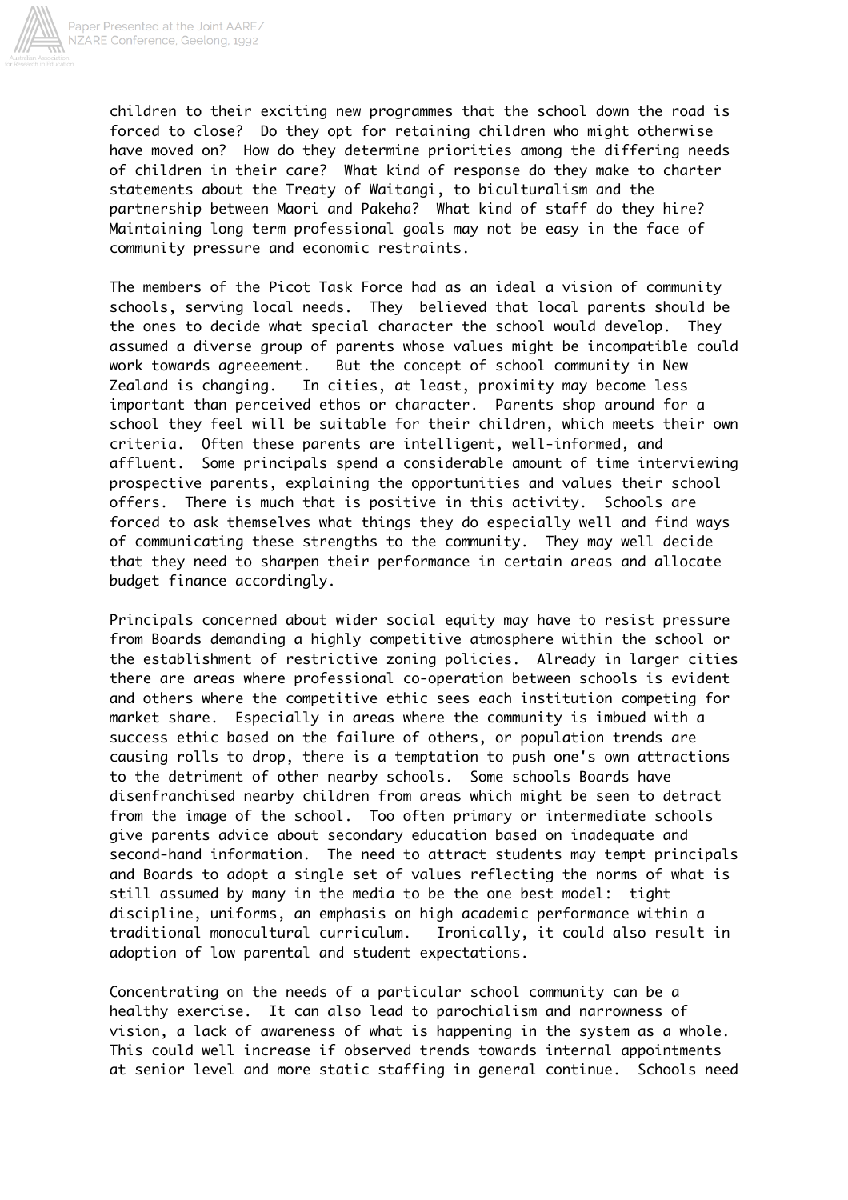children to their exciting new programmes that the school down the road is forced to close? Do they opt for retaining children who might otherwise have moved on? How do they determine priorities among the differing needs of children in their care? What kind of response do they make to charter statements about the Treaty of Waitangi, to biculturalism and the partnership between Maori and Pakeha? What kind of staff do they hire? Maintaining long term professional goals may not be easy in the face of community pressure and economic restraints.

The members of the Picot Task Force had as an ideal a vision of community schools, serving local needs. They believed that local parents should be the ones to decide what special character the school would develop. They assumed a diverse group of parents whose values might be incompatible could work towards agreeement. But the concept of school community in New Zealand is changing. In cities, at least, proximity may become less important than perceived ethos or character. Parents shop around for a school they feel will be suitable for their children, which meets their own criteria. Often these parents are intelligent, well-informed, and affluent. Some principals spend a considerable amount of time interviewing prospective parents, explaining the opportunities and values their school offers. There is much that is positive in this activity. Schools are forced to ask themselves what things they do especially well and find ways of communicating these strengths to the community. They may well decide that they need to sharpen their performance in certain areas and allocate budget finance accordingly.

Principals concerned about wider social equity may have to resist pressure from Boards demanding a highly competitive atmosphere within the school or the establishment of restrictive zoning policies. Already in larger cities there are areas where professional co-operation between schools is evident and others where the competitive ethic sees each institution competing for market share. Especially in areas where the community is imbued with a success ethic based on the failure of others, or population trends are causing rolls to drop, there is a temptation to push one's own attractions to the detriment of other nearby schools. Some schools Boards have disenfranchised nearby children from areas which might be seen to detract from the image of the school. Too often primary or intermediate schools give parents advice about secondary education based on inadequate and second-hand information. The need to attract students may tempt principals and Boards to adopt a single set of values reflecting the norms of what is still assumed by many in the media to be the one best model: tight discipline, uniforms, an emphasis on high academic performance within a traditional monocultural curriculum. Ironically, it could also result in adoption of low parental and student expectations.

Concentrating on the needs of a particular school community can be a healthy exercise. It can also lead to parochialism and narrowness of vision, a lack of awareness of what is happening in the system as a whole. This could well increase if observed trends towards internal appointments at senior level and more static staffing in general continue. Schools need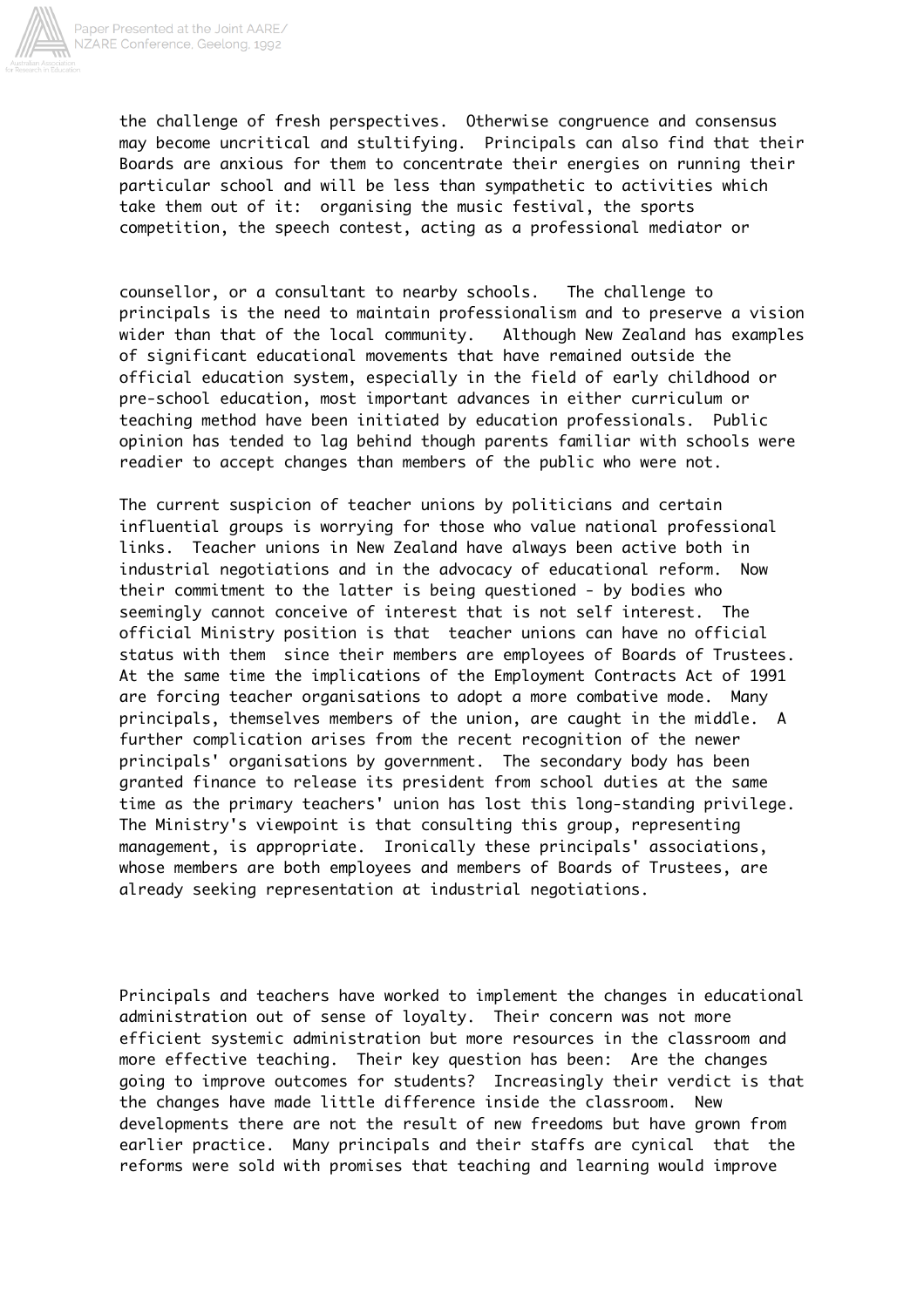the challenge of fresh perspectives. Otherwise congruence and consensus may become uncritical and stultifying. Principals can also find that their Boards are anxious for them to concentrate their energies on running their particular school and will be less than sympathetic to activities which take them out of it: organising the music festival, the sports competition, the speech contest, acting as a professional mediator or counsellor, or a consultant to nearby schools. The challenge to principals is the need to maintain professionalism and to preserve a vision wider than that of the local community. Although New Zealand has examples of significant educational movements that have remained outside the official education system, especially in the field of early childhood or pre-school education, most important advances in either curriculum or teaching method have been initiated by education professionals. Public opinion has tended to lag behind though parents familiar with schools were readier to accept changes than members of the public who were not.

The current suspicion of teacher unions by politicians and certain influential groups is worrying for those who value national professional links. Teacher unions in New Zealand have always been active both in industrial negotiations and in the advocacy of educational reform. Now their commitment to the latter is being questioned - by bodies who seemingly cannot conceive of interest that is not self interest. The official Ministry position is that teacher unions can have no official status with them since their members are employees of Boards of Trustees. At the same time the implications of the Employment Contracts Act of 1991 are forcing teacher organisations to adopt a more combative mode. Many principals, themselves members of the union, are caught in the middle. A further complication arises from the recent recognition of the newer principals' organisations by government. The secondary body has been granted finance to release its president from school duties at the same time as the primary teachers' union has lost this long-standing privilege. The Ministry's viewpoint is that consulting this group, representing management, is appropriate. Ironically these principals' associations, whose members are both employees and members of Boards of Trustees, are already seeking representation at industrial negotiations.

Principals and teachers have worked to implement the changes in educational administration out of sense of loyalty. Their concern was not more efficient systemic administration but more resources in the classroom and more effective teaching. Their key question has been: Are the changes going to improve outcomes for students? Increasingly their verdict is that the changes have made little difference inside the classroom. New developments there are not the result of new freedoms but have grown from earlier practice. Many principals and their staffs are cynical that the reforms were sold with promises that teaching and learning would improve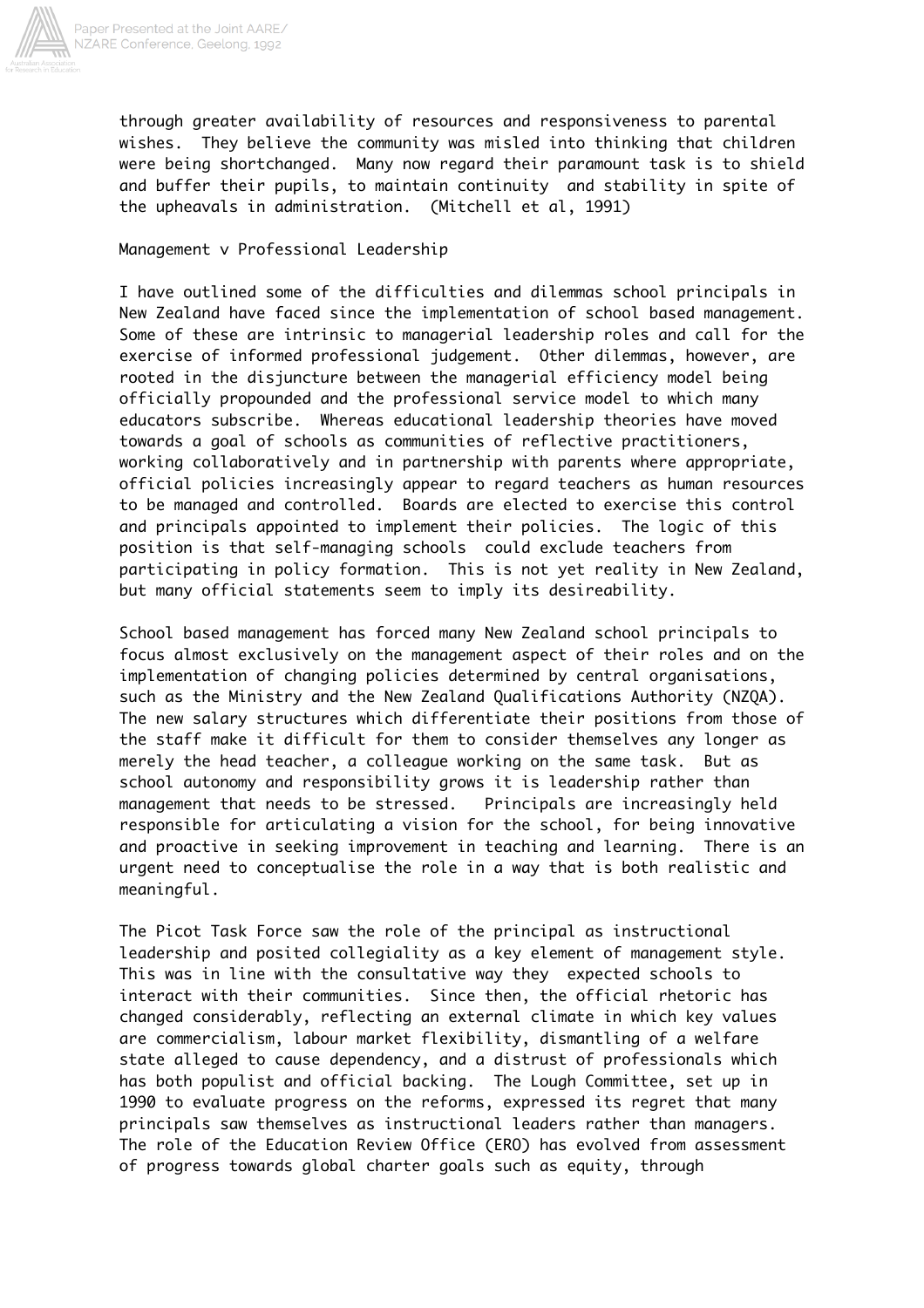through greater availability of resources and responsiveness to parental wishes. They believe the community was misled into thinking that children were being shortchanged. Many now regard their paramount task is to shield and buffer their pupils, to maintain continuity and stability in spite of the upheavals in administration. (Mitchell et al, 1991)

## Management v Professional Leadership

I have outlined some of the difficulties and dilemmas school principals in New Zealand have faced since the implementation of school based management. Some of these are intrinsic to managerial leadership roles and call for the exercise of informed professional judgement. Other dilemmas, however, are rooted in the disjuncture between the managerial efficiency model being officially propounded and the professional service model to which many educators subscribe. Whereas educational leadership theories have moved towards a goal of schools as communities of reflective practitioners, working collaboratively and in partnership with parents where appropriate, official policies increasingly appear to regard teachers as human resources to be managed and controlled. Boards are elected to exercise this control and principals appointed to implement their policies. The logic of this position is that self-managing schools could exclude teachers from participating in policy formation. This is not yet reality in New Zealand, but many official statements seem to imply its desireability.

School based management has forced many New Zealand school principals to focus almost exclusively on the management aspect of their roles and on the implementation of changing policies determined by central organisations, such as the Ministry and the New Zealand Qualifications Authority (NZQA). The new salary structures which differentiate their positions from those of the staff make it difficult for them to consider themselves any longer as merely the head teacher, a colleague working on the same task. But as school autonomy and responsibility grows it is leadership rather than management that needs to be stressed. Principals are increasingly held responsible for articulating a vision for the school, for being innovative and proactive in seeking improvement in teaching and learning. There is an urgent need to conceptualise the role in a way that is both realistic and meaningful.

The Picot Task Force saw the role of the principal as instructional leadership and posited collegiality as a key element of management style. This was in line with the consultative way they expected schools to interact with their communities. Since then, the official rhetoric has changed considerably, reflecting an external climate in which key values are commercialism, labour market flexibility, dismantling of a welfare state alleged to cause dependency, and a distrust of professionals which has both populist and official backing. The Lough Committee, set up in 1990 to evaluate progress on the reforms, expressed its regret that many principals saw themselves as instructional leaders rather than managers. The role of the Education Review Office (ERO) has evolved from assessment of progress towards global charter goals such as equity, through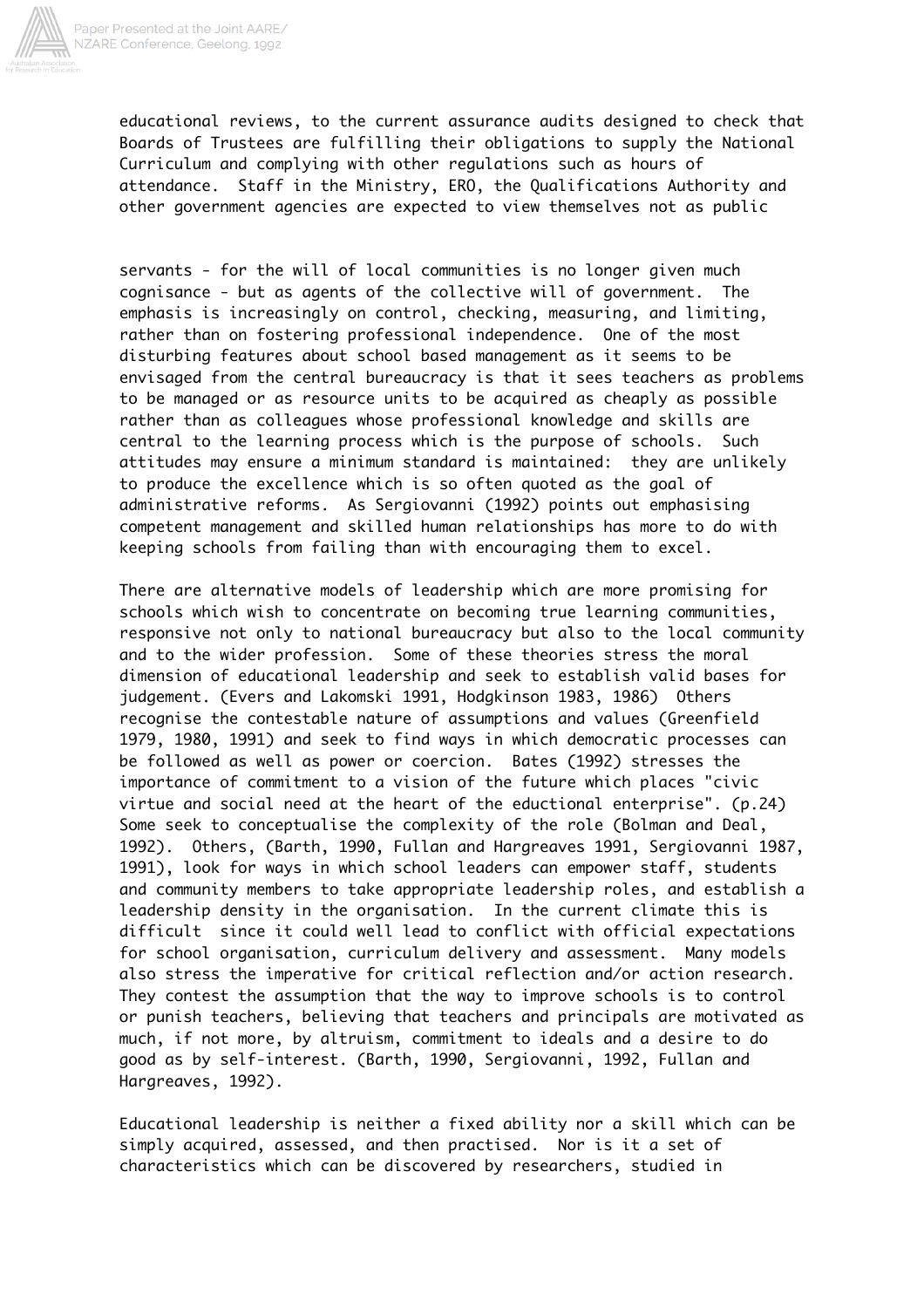educational reviews, to the current assurance audits designed to check that Boards of Trustees are fulfilling their obligations to supply the National Curriculum and complying with other regulations such as hours of attendance. Staff in the Ministry, ERO, the Qualifications Authority and other government agencies are expected to view themselves not as public servants - for the will of local communities is no longer given much cognisance - but as agents of the collective will of government. The emphasis is increasingly on control, checking, measuring, and limiting, rather than on fostering professional independence. One of the most disturbing features about school based management as it seems to be envisaged from the central bureaucracy is that it sees teachers as problems to be managed or as resource units to be acquired as cheaply as possible rather than as colleagues whose professional knowledge and skills are central to the learning process which is the purpose of schools. Such attitudes may ensure a minimum standard is maintained: they are unlikely to produce the excellence which is so often quoted as the goal of administrative reforms. As Sergiovanni (1992) points out emphasising competent management and skilled human relationships has more to do with keeping schools from failing than with encouraging them to excel.

There are alternative models of leadership which are more promising for schools which wish to concentrate on becoming true learning communities, responsive not only to national bureaucracy but also to the local community and to the wider profession. Some of these theories stress the moral dimension of educational leadership and seek to establish valid bases for judgement. (Evers and Lakomski 1991, Hodgkinson 1983, 1986) Others recognise the contestable nature of assumptions and values (Greenfield 1979, 1980, 1991) and seek to find ways in which democratic processes can be followed as well as power or coercion. Bates (1992) stresses the importance of commitment to a vision of the future which places "civic virtue and social need at the heart of the eductional enterprise". (p.24) Some seek to conceptualise the complexity of the role (Bolman and Deal, 1992). Others, (Barth, 1990, Fullan and Hargreaves 1991, Sergiovanni 1987, 1991), look for ways in which school leaders can empower staff, students and community members to take appropriate leadership roles, and establish a leadership density in the organisation. In the current climate this is difficult since it could well lead to conflict with official expectations for school organisation, curriculum delivery and assessment. Many models also stress the imperative for critical reflection and/or action research. They contest the assumption that the way to improve schools is to control or punish teachers, believing that teachers and principals are motivated as much, if not more, by altruism, commitment to ideals and a desire to do good as by self-interest. (Barth, 1990, Sergiovanni, 1992, Fullan and Hargreaves, 1992).

Educational leadership is neither a fixed ability nor a skill which can be simply acquired, assessed, and then practised. Nor is it a set of characteristics which can be discovered by researchers, studied in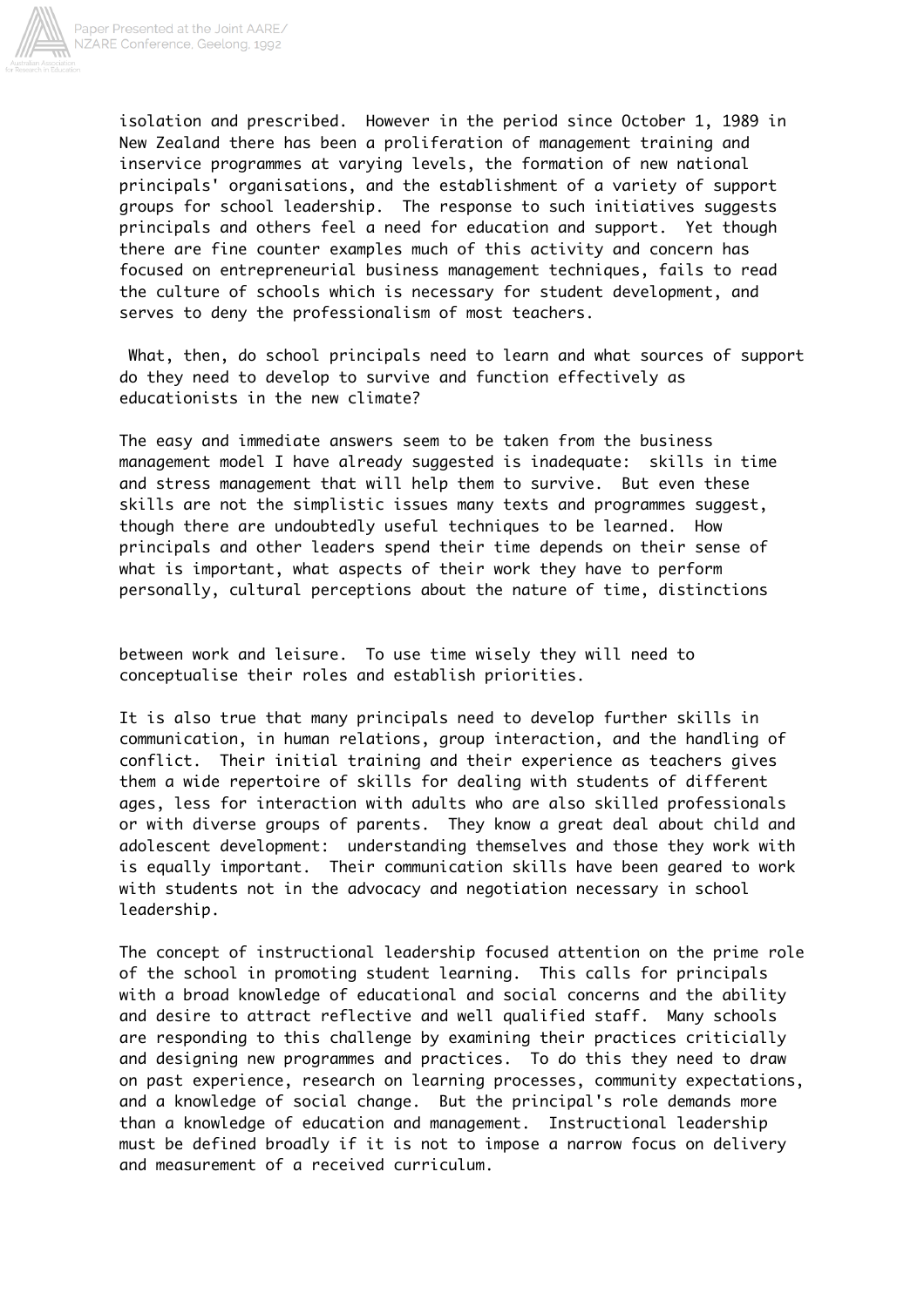isolation and prescribed. However in the period since October 1, 1989 in New Zealand there has been a proliferation of management training and inservice programmes at varying levels, the formation of new national principals' organisations, and the establishment of a variety of support groups for school leadership. The response to such initiatives suggests principals and others feel a need for education and support. Yet though there are fine counter examples much of this activity and concern has focused on entrepreneurial business management techniques, fails to read the culture of schools which is necessary for student development, and serves to deny the professionalism of most teachers.

What, then, do school principals need to learn and what sources of support do they need to develop to survive and function effectively as educationists in the new climate?

The easy and immediate answers seem to be taken from the business management model I have already suggested is inadequate: skills in time and stress management that will help them to survive. But even these skills are not the simplistic issues many texts and programmes suggest, though there are undoubtedly useful techniques to be learned. How principals and other leaders spend their time depends on their sense of what is important, what aspects of their work they have to perform personally, cultural perceptions about the nature of time, distinctions between work and leisure. To use time wisely they will need to conceptualise their roles and establish priorities.

It is also true that many principals need to develop further skills in communication, in human relations, group interaction, and the handling of conflict. Their initial training and their experience as teachers gives them a wide repertoire of skills for dealing with students of different ages, less for interaction with adults who are also skilled professionals or with diverse groups of parents. They know a great deal about child and adolescent development: understanding themselves and those they work with is equally important. Their communication skills have been geared to work with students not in the advocacy and negotiation necessary in school leadership.

The concept of instructional leadership focused attention on the prime role of the school in promoting student learning. This calls for principals with a broad knowledge of educational and social concerns and the ability and desire to attract reflective and well qualified staff. Many schools are responding to this challenge by examining their practices criticially and designing new programmes and practices. To do this they need to draw on past experience, research on learning processes, community expectations, and a knowledge of social change. But the principal's role demands more than a knowledge of education and management. Instructional leadership must be defined broadly if it is not to impose a narrow focus on delivery and measurement of a received curriculum.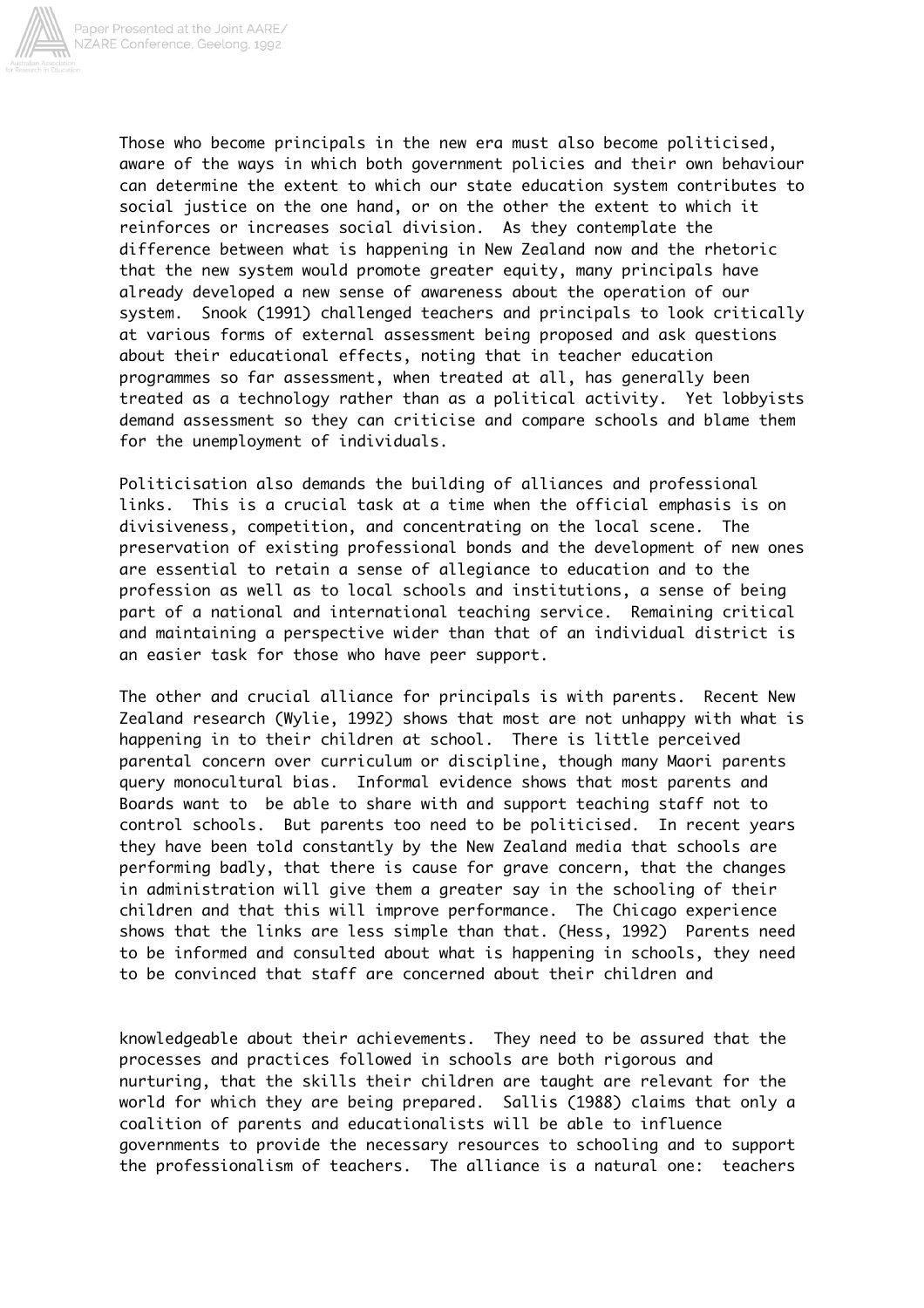Those who become principals in the new era must also become politicised, aware of the ways in which both government policies and their own behaviour can determine the extent to which our state education system contributes to social justice on the one hand, or on the other the extent to which it reinforces or increases social division. As they contemplate the difference between what is happening in New Zealand now and the rhetoric that the new system would promote greater equity, many principals have already developed a new sense of awareness about the operation of our system. Snook (1991) challenged teachers and principals to look critically at various forms of external assessment being proposed and ask questions about their educational effects, noting that in teacher education programmes so far assessment, when treated at all, has generally been treated as a technology rather than as a political activity. Yet lobbyists demand assessment so they can criticise and compare schools and blame them for the unemployment of individuals.

Politicisation also demands the building of alliances and professional links. This is a crucial task at a time when the official emphasis is on divisiveness, competition, and concentrating on the local scene. The preservation of existing professional bonds and the development of new ones are essential to retain a sense of allegiance to education and to the profession as well as to local schools and institutions, a sense of being part of a national and international teaching service. Remaining critical and maintaining a perspective wider than that of an individual district is an easier task for those who have peer support.

The other and crucial alliance for principals is with parents. Recent New Zealand research (Wylie, 1992) shows that most are not unhappy with what is happening in to their children at school. There is little perceived parental concern over curriculum or discipline, though many Maori parents query monocultural bias. Informal evidence shows that most parents and Boards want to be able to share with and support teaching staff not to control schools. But parents too need to be politicised. In recent years they have been told constantly by the New Zealand media that schools are performing badly, that there is cause for grave concern, that the changes in administration will give them a greater say in the schooling of their children and that this will improve performance. The Chicago experience shows that the links are less simple than that. (Hess, 1992) Parents need to be informed and consulted about what is happening in schools, they need to be convinced that staff are concerned about their children and knowledgeable about their achievements. They need to be assured that the processes and practices followed in schools are both rigorous and nurturing, that the skills their children are taught are relevant for the world for which they are being prepared. Sallis (1988) claims that only a coalition of parents and educationalists will be able to influence governments to provide the necessary resources to schooling and to support the professionalism of teachers. The alliance is a natural one: teachers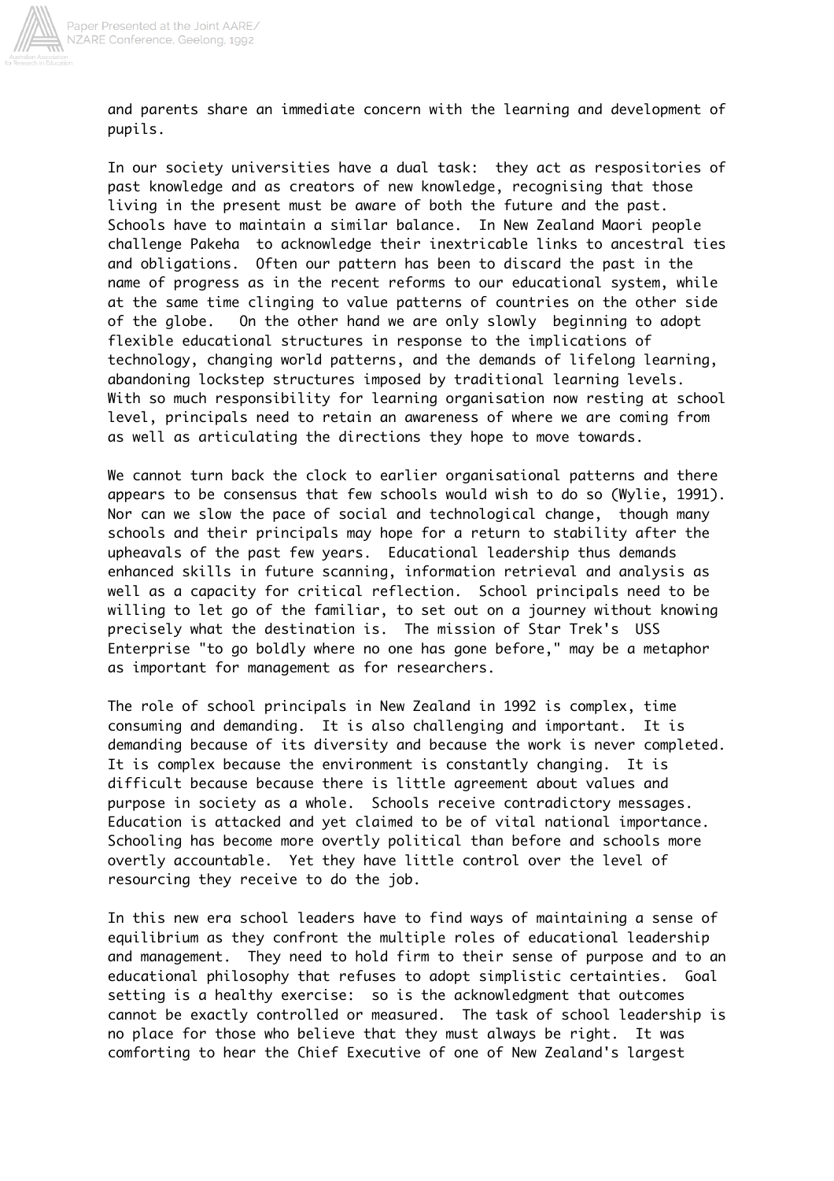and parents share an immediate concern with the learning and development of pupils.

In our society universities have a dual task: they act as respositories of past knowledge and as creators of new knowledge, recognising that those living in the present must be aware of both the future and the past. Schools have to maintain a similar balance. In New Zealand Maori people challenge Pakeha to acknowledge their inextricable links to ancestral ties and obligations. Often our pattern has been to discard the past in the name of progress as in the recent reforms to our educational system, while at the same time clinging to value patterns of countries on the other side of the globe. On the other hand we are only slowly beginning to adopt flexible educational structures in response to the implications of technology, changing world patterns, and the demands of lifelong learning, abandoning lockstep structures imposed by traditional learning levels. With so much responsibility for learning organisation now resting at school level, principals need to retain an awareness of where we are coming from as well as articulating the directions they hope to move towards.

We cannot turn back the clock to earlier organisational patterns and there appears to be consensus that few schools would wish to do so (Wylie, 1991). Nor can we slow the pace of social and technological change, though many schools and their principals may hope for a return to stability after the upheavals of the past few years. Educational leadership thus demands enhanced skills in future scanning, information retrieval and analysis as well as a capacity for critical reflection. School principals need to be willing to let go of the familiar, to set out on a journey without knowing precisely what the destination is. The mission of Star Trek's USS Enterprise "to go boldly where no one has gone before," may be a metaphor as important for management as for researchers.

The role of school principals in New Zealand in 1992 is complex, time consuming and demanding. It is also challenging and important. It is demanding because of its diversity and because the work is never completed. It is complex because the environment is constantly changing. It is difficult because because there is little agreement about values and purpose in society as a whole. Schools receive contradictory messages. Education is attacked and yet claimed to be of vital national importance. Schooling has become more overtly political than before and schools more overtly accountable. Yet they have little control over the level of resourcing they receive to do the job.

In this new era school leaders have to find ways of maintaining a sense of equilibrium as they confront the multiple roles of educational leadership and management. They need to hold firm to their sense of purpose and to an educational philosophy that refuses to adopt simplistic certainties. Goal setting is a healthy exercise: so is the acknowledgment that outcomes cannot be exactly controlled or measured. The task of school leadership is no place for those who believe that they must always be right. It was comforting to hear the Chief Executive of one of New Zealand's largest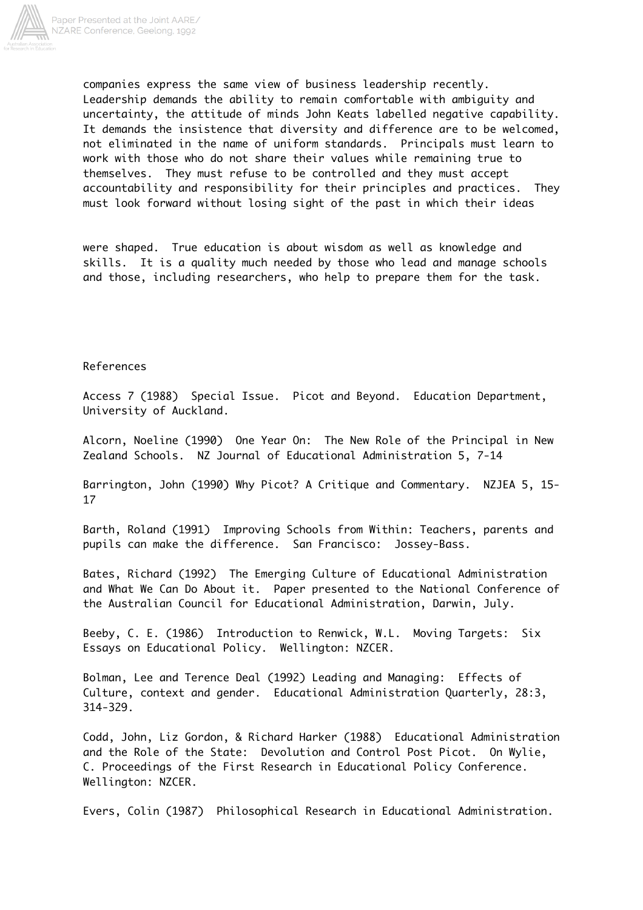companies express the same view of business leadership recently. Leadership demands the ability to remain comfortable with ambiguity and uncertainty, the attitude of minds John Keats labelled negative capability. It demands the insistence that diversity and difference are to be welcomed, not eliminated in the name of uniform standards. Principals must learn to work with those who do not share their values while remaining true to themselves. They must refuse to be controlled and they must accept accountability and responsibility for their principles and practices. They must look forward without losing sight of the past in which their ideas were shaped. True education is about wisdom as well as knowledge and skills. It is a quality much needed by those who lead and manage schools and those, including researchers, who help to prepare them for the task.

## References

Access 7 (1988) Special Issue. Picot and Beyond. Education Department, University of Auckland.

Alcorn, Noeline (1990) One Year On: The New Role of the Principal in New Zealand Schools. NZ Journal of Educational Administration 5, 7-14

Barrington, John (1990) Why Picot? A Critique and Commentary. NZJEA 5, 15-17

Barth, Roland (1991) Improving Schools from Within: Teachers, parents and pupils can make the difference. San Francisco: Jossey-Bass.

Bates, Richard (1992) The Emerging Culture of Educational Administration and What We Can Do About it. Paper presented to the National Conference of the Australian Council for Educational Administration, Darwin, July.

Beeby, C. E. (1986) Introduction to Renwick, W.L. Moving Targets: Six Essays on Educational Policy. Wellington: NZCER.

Bolman, Lee and Terence Deal (1992) Leading and Managing: Effects of Culture, context and gender. Educational Administration Quarterly, 28:3, 314-329.

Codd, John, Liz Gordon, & Richard Harker (1988) Educational Administration and the Role of the State: Devolution and Control Post Picot. On Wylie, C. Proceedings of the First Research in Educational Policy Conference. Wellington: NZCER.

Evers, Colin (1987) Philosophical Research in Educational Administration.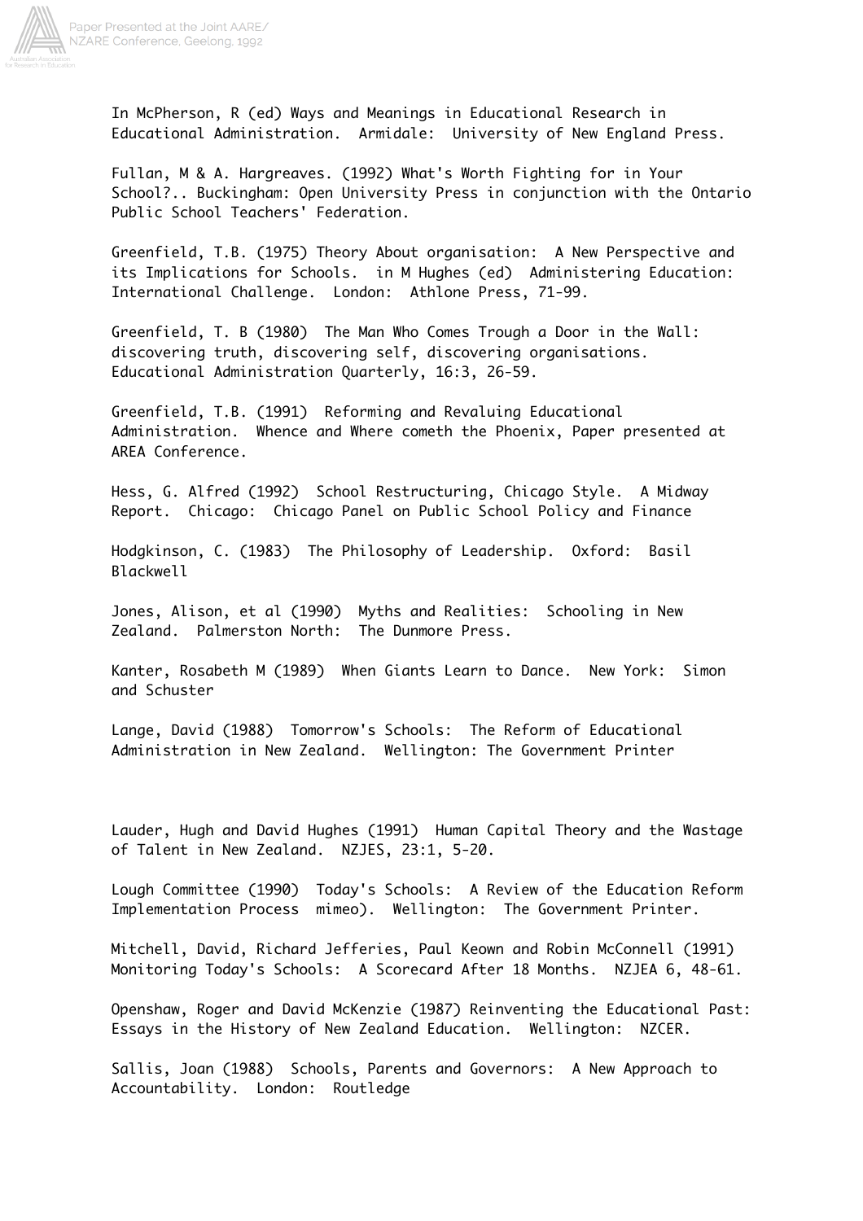In McPherson, R (ed) Ways and Meanings in Educational Research in Educational Administration. Armidale: University of New England Press.

Fullan, M & A. Hargreaves. (1992) What's Worth Fighting for in Your School?.. Buckingham: Open University Press in conjunction with the Ontario Public School Teachers' Federation.

Greenfield, T.B. (1975) Theory About organisation: A New Perspective and its Implications for Schools. in M Hughes (ed) Administering Education: International Challenge. London: Athlone Press, 71-99.

Greenfield, T. B (1980) The Man Who Comes Trough a Door in the Wall: discovering truth, discovering self, discovering organisations. Educational Administration Quarterly, 16:3, 26-59.

Greenfield, T.B. (1991) Reforming and Revaluing Educational Administration. Whence and Where cometh the Phoenix, Paper presented at AREA Conference.

Hess, G. Alfred (1992) School Restructuring, Chicago Style. A Midway Report. Chicago: Chicago Panel on Public School Policy and Finance

Hodgkinson, C. (1983) The Philosophy of Leadership. Oxford: Basil Blackwell

Jones, Alison, et al (1990) Myths and Realities: Schooling in New Zealand. Palmerston North: The Dunmore Press.

Kanter, Rosabeth M (1989) When Giants Learn to Dance. New York: Simon and Schuster

Lange, David (1988) Tomorrow's Schools: The Reform of Educational Administration in New Zealand. Wellington: The Government Printer

Lauder, Hugh and David Hughes (1991) Human Capital Theory and the Wastage of Talent in New Zealand. NZJES, 23:1, 5-20.

Lough Committee (1990) Today's Schools: A Review of the Education Reform Implementation Process mimeo). Wellington: The Government Printer.

Mitchell, David, Richard Jefferies, Paul Keown and Robin McConnell (1991) Monitoring Today's Schools: A Scorecard After 18 Months. NZJEA 6, 48-61.

Openshaw, Roger and David McKenzie (1987) Reinventing the Educational Past: Essays in the History of New Zealand Education. Wellington: NZCER.

Sallis, Joan (1988) Schools, Parents and Governors: A New Approach to Accountability. London: Routledge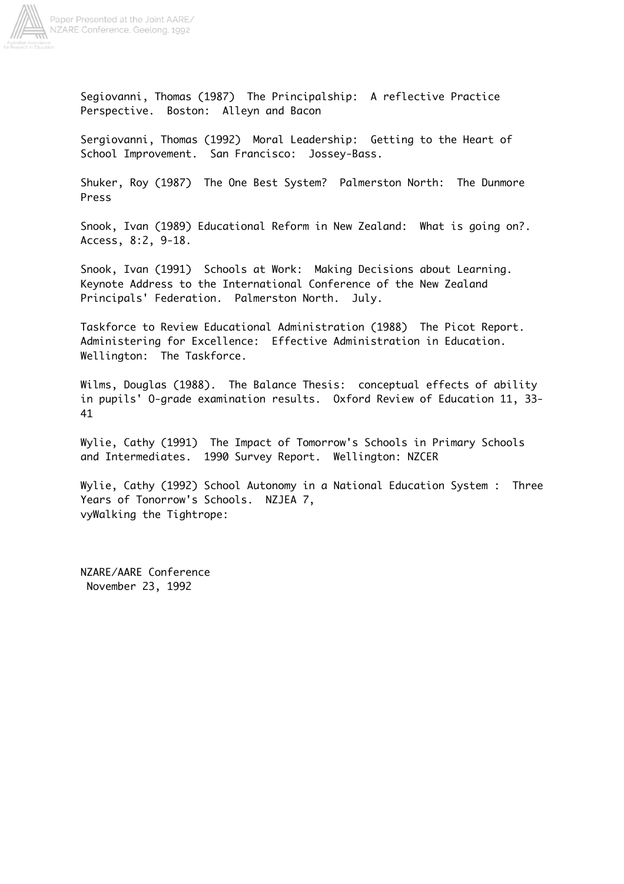Segiovanni, Thomas (1987) The Principalship: A reflective Practice Perspective. Boston: Alleyn and Bacon

Sergiovanni, Thomas (1992) Moral Leadership: Getting to the Heart of School Improvement. San Francisco: Jossey-Bass.

Shuker, Roy (1987) The One Best System? Palmerston North: The Dunmore Press

Snook, Ivan (1989) Educational Reform in New Zealand: What is going on?. Access, 8:2, 9-18.

Snook, Ivan (1991) Schools at Work: Making Decisions about Learning. Keynote Address to the International Conference of the New Zealand Principals' Federation. Palmerston North. July.

Taskforce to Review Educational Administration (1988) The Picot Report. Administering for Excellence: Effective Administration in Education. Wellington: The Taskforce.

Wilms, Douglas (1988). The Balance Thesis: conceptual effects of ability in pupils' O-grade examination results. Oxford Review of Education 11, 33-41

Wylie, Cathy (1991) The Impact of Tomorrow's Schools in Primary Schools and Intermediates. 1990 Survey Report. Wellington: NZCER

Wylie, Cathy (1992) School Autonomy in a National Education System : Three Years of Tonorrow's Schools. NZJEA 7,
vyWalking the Tightrope:

NZARE/AARE Conference
November 23, 1992